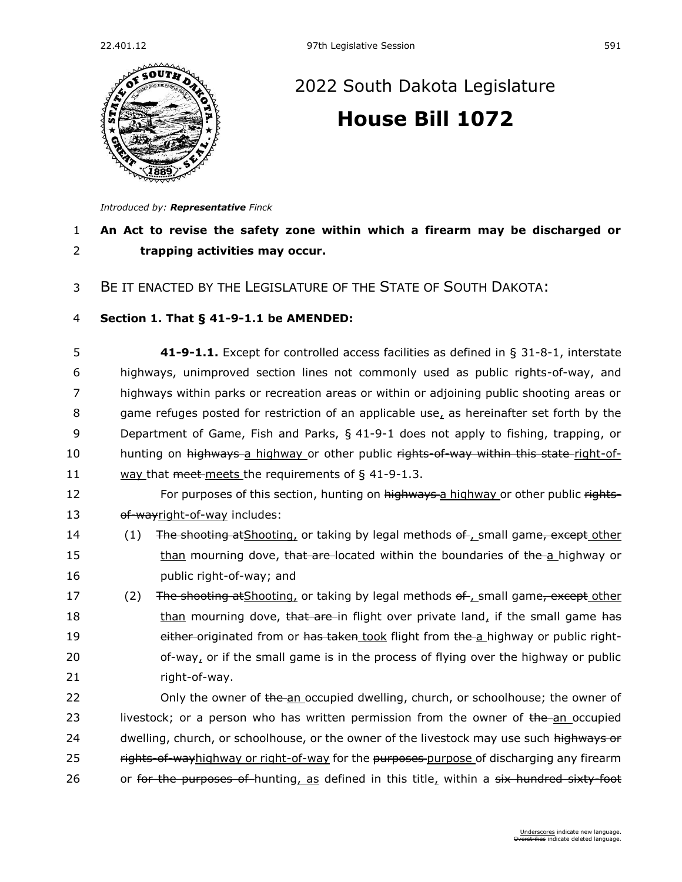# 2022 South Dakota Legislature

## House Bill 1072

*Introduced by: **Representative** Finck*

**An Act to revise the safety zone within which a firearm may be discharged or trapping activities may occur.**

BE IT ENACTED BY THE LEGISLATURE OF THE STATE OF SOUTH DAKOTA:

**Section 1. That § 41-9-1.1 be AMENDED:**

**41-9-1.1.** Except for controlled access facilities as defined in § 31-8-1, interstate highways, unimproved section lines not commonly used as public rights-of-way, and highways within parks or recreation areas or within or adjoining public shooting areas or game refuges posted for restriction of an applicable use, as hereinafter set forth by the Department of Game, Fish and Parks, § 41-9-1 does not apply to fishing, trapping, or hunting on ~~highways~~ a highway or other public ~~rights-of-way within this state~~ right-of-way that ~~meet~~ meets the requirements of § 41-9-1.3.

For purposes of this section, hunting on ~~highways~~ a highway or other public ~~rights-of-way~~right-of-way includes:

(1) ~~The shooting at~~Shooting, or taking by legal methods ~~of~~ , small game~~, except~~ other than mourning dove, ~~that are~~ located within the boundaries of ~~the~~ a highway or public right-of-way; and

(2) ~~The shooting at~~Shooting, or taking by legal methods ~~of~~ , small game~~, except~~ other than mourning dove, ~~that are~~ in flight over private land, if the small game ~~has either~~ originated from or ~~has taken~~ took flight from ~~the~~ a highway or public right-of-way, or if the small game is in the process of flying over the highway or public right-of-way.

Only the owner of ~~the~~ an occupied dwelling, church, or schoolhouse; the owner of livestock; or a person who has written permission from the owner of ~~the~~ an occupied dwelling, church, or schoolhouse, or the owner of the livestock may use such ~~highways or rights-of-way~~highway or right-of-way for the ~~purposes~~ purpose of discharging any firearm or ~~for the purposes of~~ hunting, as defined in this title, within a ~~six hundred sixty-foot~~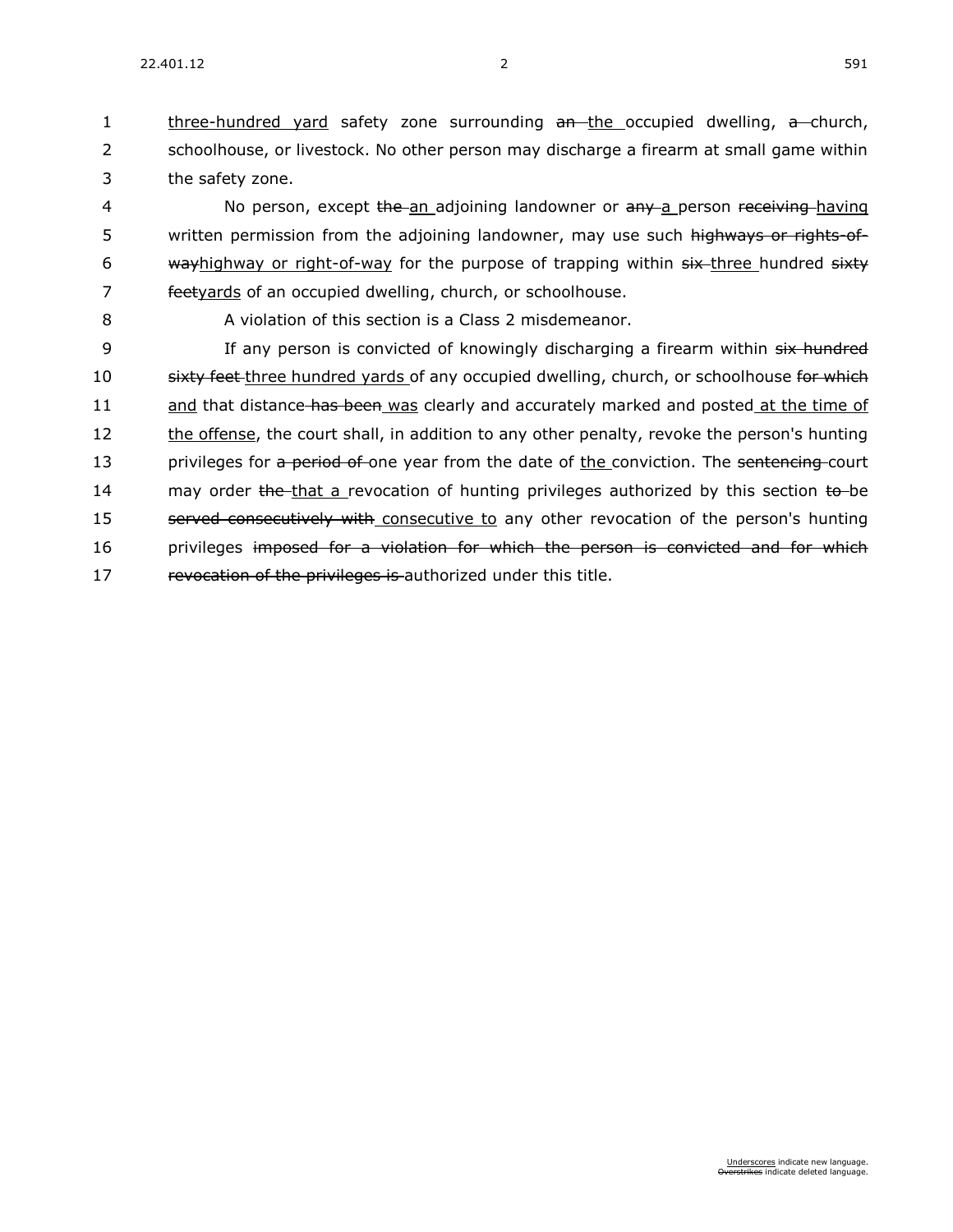<u>three-hundred yard</u> safety zone surrounding ~~an~~ <u>the</u> occupied dwelling, ~~a~~ church, schoolhouse, or livestock. No other person may discharge a firearm at small game within the safety zone.

No person, except ~~the~~ <u>an</u> adjoining landowner or ~~any~~ <u>a</u> person ~~receiving~~ <u>having</u> written permission from the adjoining landowner, may use such ~~highways or rights-of-way~~<u>highway or right-of-way</u> for the purpose of trapping within ~~six~~ <u>three</u> hundred ~~sixty feet~~<u>yards</u> of an occupied dwelling, church, or schoolhouse.

A violation of this section is a Class 2 misdemeanor.

If any person is convicted of knowingly discharging a firearm within ~~six hundred sixty feet~~ <u>three hundred yards</u> of any occupied dwelling, church, or schoolhouse ~~for which~~ <u>and</u> that distance ~~has been~~ <u>was</u> clearly and accurately marked and posted <u>at the time of the offense</u>, the court shall, in addition to any other penalty, revoke the person's hunting privileges for ~~a period of~~ one year from the date of <u>the</u> conviction. The ~~sentencing~~ court may order ~~the~~ <u>that a</u> revocation of hunting privileges authorized by this section ~~to~~ be ~~served consecutively with~~ <u>consecutive to</u> any other revocation of the person's hunting privileges ~~imposed for a violation for which the person is convicted and for which revocation of the privileges is~~ authorized under this title.